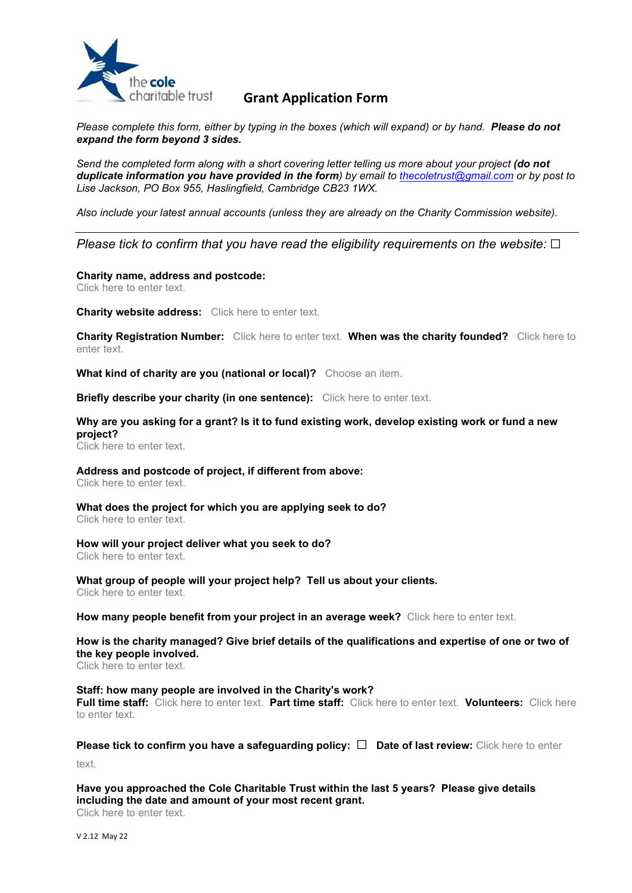the cole charitable trust

# Grant Application Form

*Please complete this form, either by typing in the boxes (which will expand) or by hand.* ***Please do not expand the form beyond 3 sides.***

*Send the completed form along with a short covering letter telling us more about your project* ***(do not duplicate information you have provided in the form****) by email to [thecoletrust@gmail.com](mailto:thecoletrust@gmail.com) or by post to Lise Jackson, PO Box 955, Haslingfield, Cambridge CB23 1WX.*

*Also include your latest annual accounts (unless they are already on the Charity Commission website).*

---

*Please tick to confirm that you have read the eligibility requirements on the website:* ☐

**Charity name, address and postcode:**
Click here to enter text.

**Charity website address:** Click here to enter text.

**Charity Registration Number:** Click here to enter text. **When was the charity founded?** Click here to enter text.

**What kind of charity are you (national or local)?** Choose an item.

**Briefly describe your charity (in one sentence):** Click here to enter text.

**Why are you asking for a grant? Is it to fund existing work, develop existing work or fund a new project?**
Click here to enter text.

**Address and postcode of project, if different from above:**
Click here to enter text.

**What does the project for which you are applying seek to do?**
Click here to enter text.

**How will your project deliver what you seek to do?**
Click here to enter text.

**What group of people will your project help? Tell us about your clients.**
Click here to enter text.

**How many people benefit from your project in an average week?** Click here to enter text.

**How is the charity managed? Give brief details of the qualifications and expertise of one or two of the key people involved.**
Click here to enter text.

**Staff: how many people are involved in the Charity's work?**
**Full time staff:** Click here to enter text. **Part time staff:** Click here to enter text. **Volunteers:** Click here to enter text.

**Please tick to confirm you have a safeguarding policy:** ☐ **Date of last review:** Click here to enter text.

**Have you approached the Cole Charitable Trust within the last 5 years? Please give details including the date and amount of your most recent grant.**
Click here to enter text.

V 2.12 May 22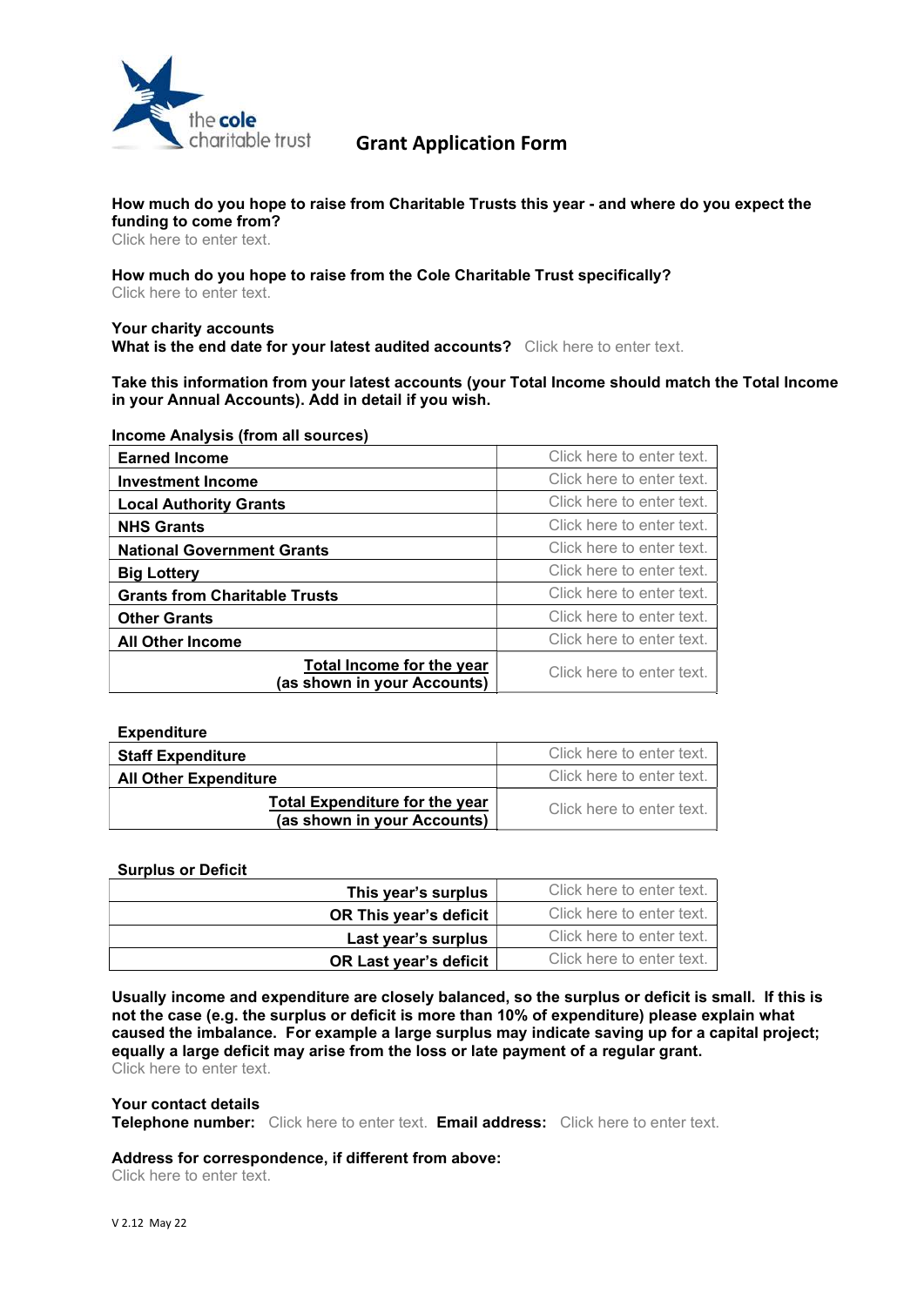the cole charitable trust

# Grant Application Form

**How much do you hope to raise from Charitable Trusts this year - and where do you expect the funding to come from?**
Click here to enter text.

**How much do you hope to raise from the Cole Charitable Trust specifically?**
Click here to enter text.

**Your charity accounts**
**What is the end date for your latest audited accounts?** Click here to enter text.

**Take this information from your latest accounts (your Total Income should match the Total Income in your Annual Accounts). Add in detail if you wish.**

**Income Analysis (from all sources)**

| | |
|---|---|
| **Earned Income** | Click here to enter text. |
| **Investment Income** | Click here to enter text. |
| **Local Authority Grants** | Click here to enter text. |
| **NHS Grants** | Click here to enter text. |
| **National Government Grants** | Click here to enter text. |
| **Big Lottery** | Click here to enter text. |
| **Grants from Charitable Trusts** | Click here to enter text. |
| **Other Grants** | Click here to enter text. |
| **All Other Income** | Click here to enter text. |
| **Total Income for the year (as shown in your Accounts)** | Click here to enter text. |

**Expenditure**

| | |
|---|---|
| **Staff Expenditure** | Click here to enter text. |
| **All Other Expenditure** | Click here to enter text. |
| **Total Expenditure for the year (as shown in your Accounts)** | Click here to enter text. |

**Surplus or Deficit**

| | |
|---|---|
| **This year's surplus** | Click here to enter text. |
| **OR This year's deficit** | Click here to enter text. |
| **Last year's surplus** | Click here to enter text. |
| **OR Last year's deficit** | Click here to enter text. |

**Usually income and expenditure are closely balanced, so the surplus or deficit is small. If this is not the case (e.g. the surplus or deficit is more than 10% of expenditure) please explain what caused the imbalance. For example a large surplus may indicate saving up for a capital project; equally a large deficit may arise from the loss or late payment of a regular grant.**
Click here to enter text.

**Your contact details**
**Telephone number:** Click here to enter text. **Email address:** Click here to enter text.

**Address for correspondence, if different from above:**
Click here to enter text.

V 2.12 May 22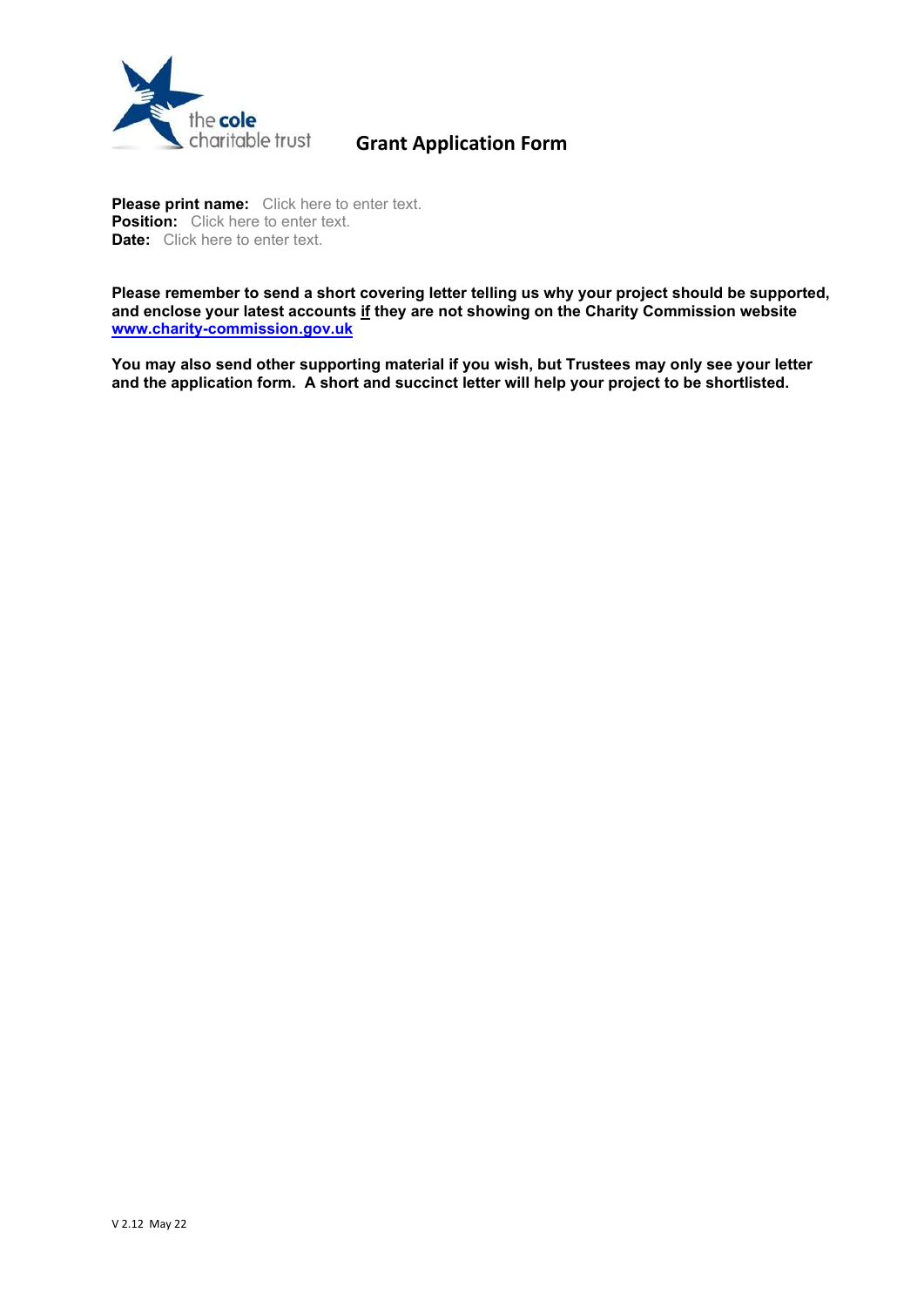the cole charitable trust

# Grant Application Form

**Please print name:** Click here to enter text.
**Position:** Click here to enter text.
**Date:** Click here to enter text.

**Please remember to send a short covering letter telling us why your project should be supported, and enclose your latest accounts <u>if</u> they are not showing on the Charity Commission website [www.charity-commission.gov.uk](http://www.charity-commission.gov.uk)**

**You may also send other supporting material if you wish, but Trustees may only see your letter and the application form. A short and succinct letter will help your project to be shortlisted.**

V 2.12 May 22